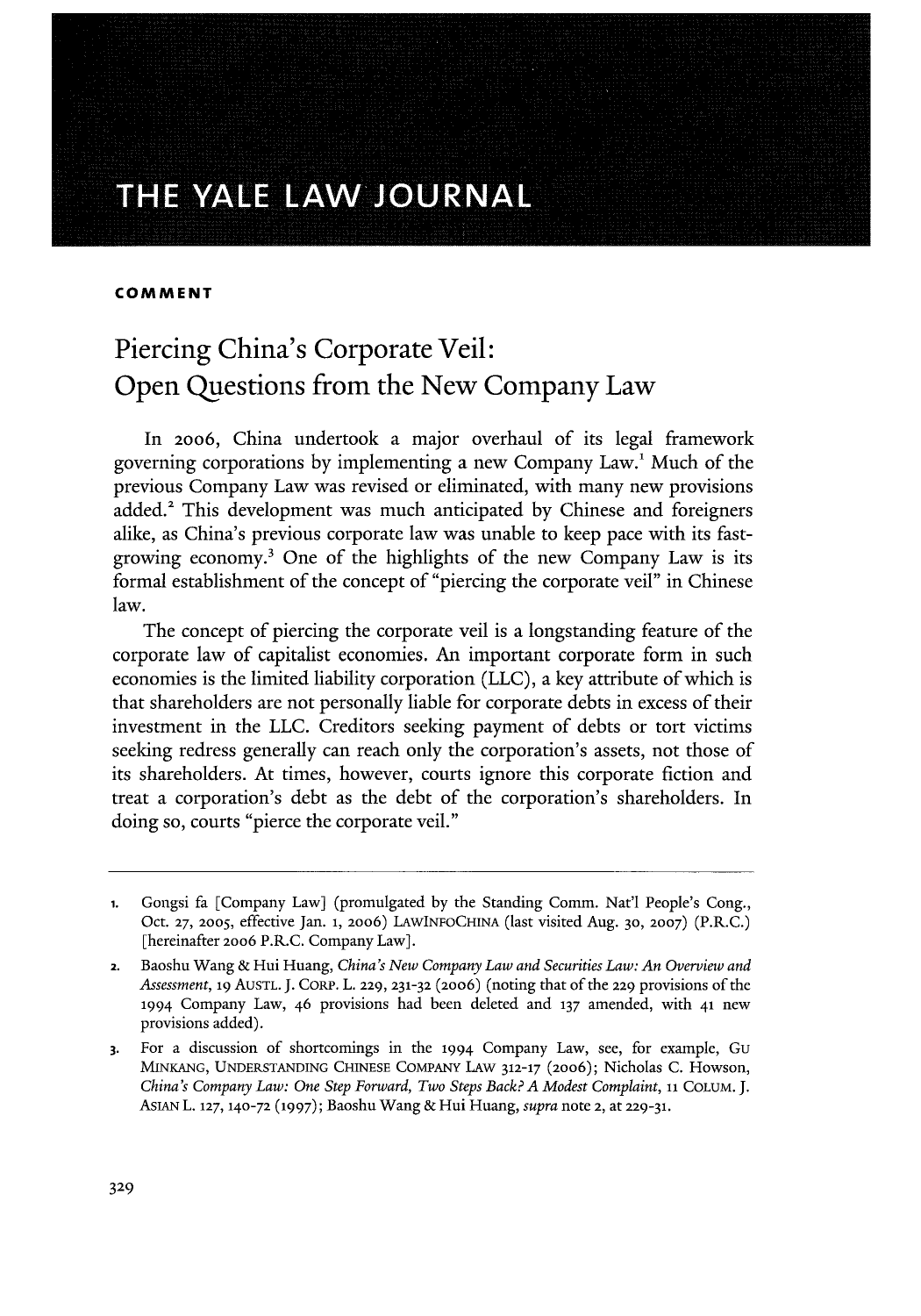# THE YALE LAW JOURNAL

**COMMENT**

## Piercing China's Corporate Veil: Open Questions from the New Company Law

In 2006, China undertook a major overhaul of its legal framework governing corporations by implementing a new Company Law.[1] Much of the previous Company Law was revised or eliminated, with many new provisions added.[2] This development was much anticipated by Chinese and foreigners alike, as China's previous corporate law was unable to keep pace with its fast-growing economy.[3] One of the highlights of the new Company Law is its formal establishment of the concept of "piercing the corporate veil" in Chinese law.

The concept of piercing the corporate veil is a longstanding feature of the corporate law of capitalist economies. An important corporate form in such economies is the limited liability corporation (LLC), a key attribute of which is that shareholders are not personally liable for corporate debts in excess of their investment in the LLC. Creditors seeking payment of debts or tort victims seeking redress generally can reach only the corporation's assets, not those of its shareholders. At times, however, courts ignore this corporate fiction and treat a corporation's debt as the debt of the corporation's shareholders. In doing so, courts "pierce the corporate veil."

---

1. Gongsi fa [Company Law] (promulgated by the Standing Comm. Nat'l People's Cong., Oct. 27, 2005, effective Jan. 1, 2006) LAWINFOCHINA (last visited Aug. 30, 2007) (P.R.C.) [hereinafter 2006 P.R.C. Company Law].
2. Baoshu Wang & Hui Huang, *China's New Company Law and Securities Law: An Overview and Assessment*, 19 AUSTL. J. CORP. L. 229, 231-32 (2006) (noting that of the 229 provisions of the 1994 Company Law, 46 provisions had been deleted and 137 amended, with 41 new provisions added).
3. For a discussion of shortcomings in the 1994 Company Law, see, for example, GU MINKANG, UNDERSTANDING CHINESE COMPANY LAW 312-17 (2006); Nicholas C. Howson, *China's Company Law: One Step Forward, Two Steps Back? A Modest Complaint*, 11 COLUM. J. ASIAN L. 127, 140-72 (1997); Baoshu Wang & Hui Huang, *supra* note 2, at 229-31.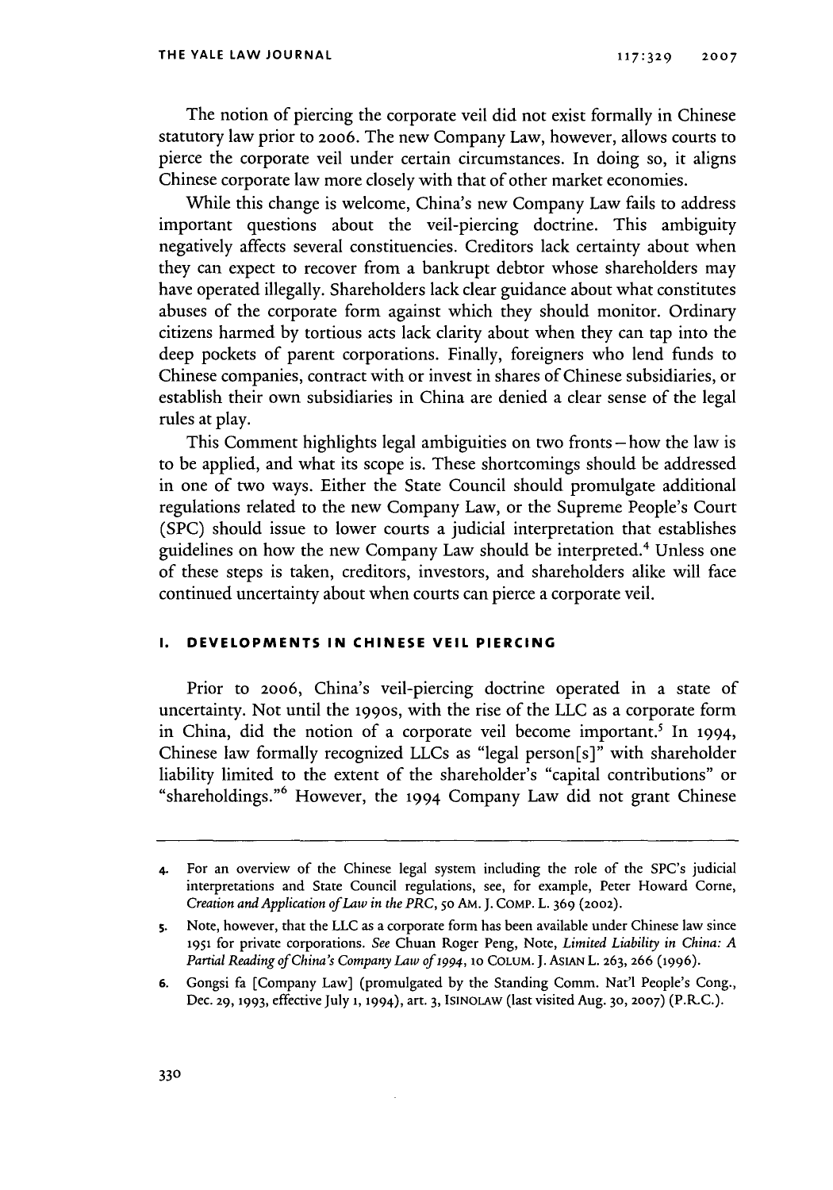The notion of piercing the corporate veil did not exist formally in Chinese statutory law prior to 2006. The new Company Law, however, allows courts to pierce the corporate veil under certain circumstances. In doing so, it aligns Chinese corporate law more closely with that of other market economies.

While this change is welcome, China's new Company Law fails to address important questions about the veil-piercing doctrine. This ambiguity negatively affects several constituencies. Creditors lack certainty about when they can expect to recover from a bankrupt debtor whose shareholders may have operated illegally. Shareholders lack clear guidance about what constitutes abuses of the corporate form against which they should monitor. Ordinary citizens harmed by tortious acts lack clarity about when they can tap into the deep pockets of parent corporations. Finally, foreigners who lend funds to Chinese companies, contract with or invest in shares of Chinese subsidiaries, or establish their own subsidiaries in China are denied a clear sense of the legal rules at play.

This Comment highlights legal ambiguities on two fronts—how the law is to be applied, and what its scope is. These shortcomings should be addressed in one of two ways. Either the State Council should promulgate additional regulations related to the new Company Law, or the Supreme People's Court (SPC) should issue to lower courts a judicial interpretation that establishes guidelines on how the new Company Law should be interpreted.[4] Unless one of these steps is taken, creditors, investors, and shareholders alike will face continued uncertainty about when courts can pierce a corporate veil.

## I. DEVELOPMENTS IN CHINESE VEIL PIERCING

Prior to 2006, China's veil-piercing doctrine operated in a state of uncertainty. Not until the 1990s, with the rise of the LLC as a corporate form in China, did the notion of a corporate veil become important.[5] In 1994, Chinese law formally recognized LLCs as "legal person[s]" with shareholder liability limited to the extent of the shareholder's "capital contributions" or "shareholdings."[6] However, the 1994 Company Law did not grant Chinese

---

4. For an overview of the Chinese legal system including the role of the SPC's judicial interpretations and State Council regulations, see, for example, Peter Howard Corne, *Creation and Application of Law in the PRC*, 50 AM. J. COMP. L. 369 (2002).

5. Note, however, that the LLC as a corporate form has been available under Chinese law since 1951 for private corporations. *See* Chuan Roger Peng, Note, *Limited Liability in China: A Partial Reading of China's Company Law of 1994*, 10 COLUM. J. ASIAN L. 263, 266 (1996).

6. Gongsi fa [Company Law] (promulgated by the Standing Comm. Nat'l People's Cong., Dec. 29, 1993, effective July 1, 1994), art. 3, ISINOLAW (last visited Aug. 30, 2007) (P.R.C.).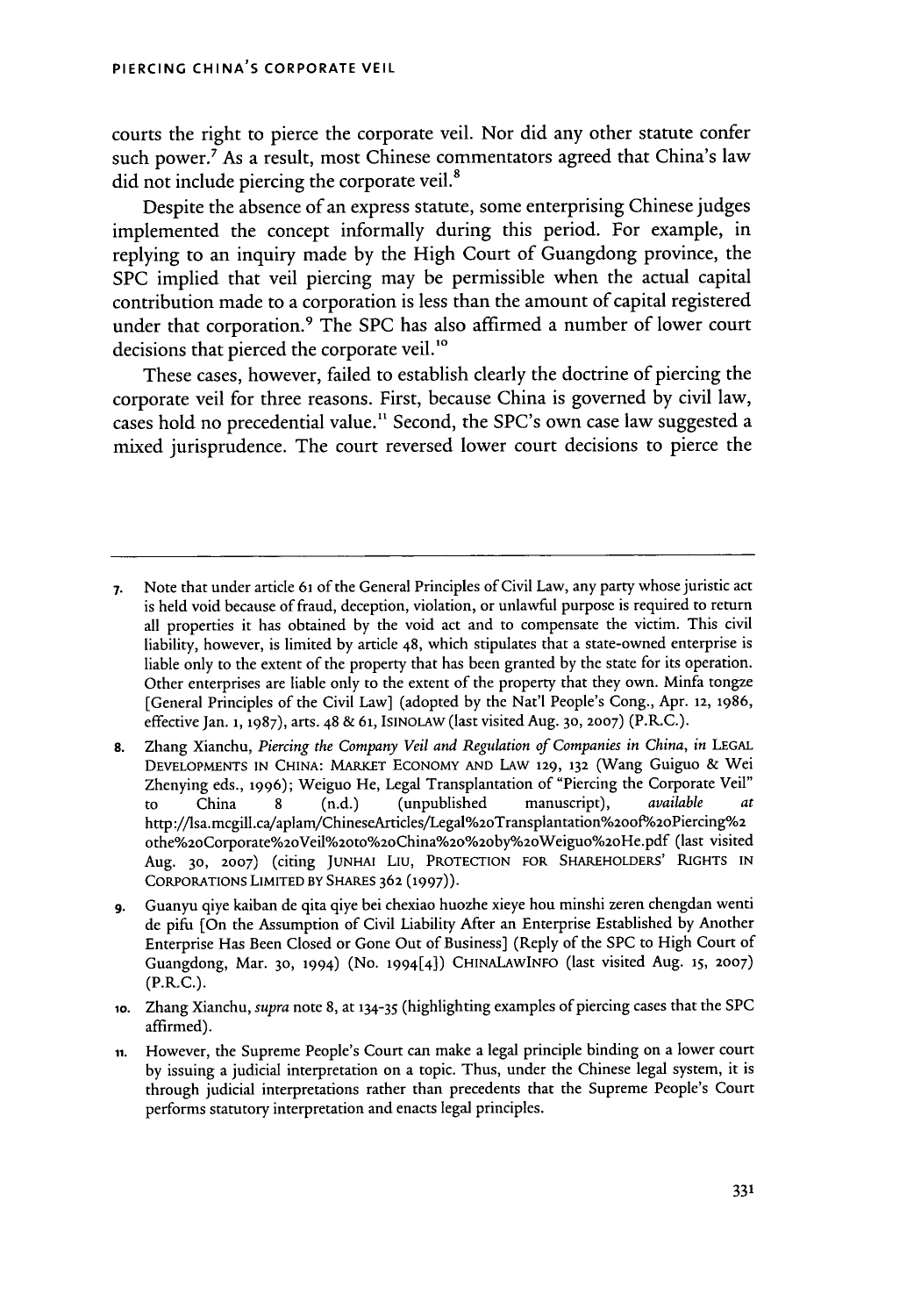courts the right to pierce the corporate veil. Nor did any other statute confer such power.[7] As a result, most Chinese commentators agreed that China's law did not include piercing the corporate veil.[8]

Despite the absence of an express statute, some enterprising Chinese judges implemented the concept informally during this period. For example, in replying to an inquiry made by the High Court of Guangdong province, the SPC implied that veil piercing may be permissible when the actual capital contribution made to a corporation is less than the amount of capital registered under that corporation.[9] The SPC has also affirmed a number of lower court decisions that pierced the corporate veil.[10]

These cases, however, failed to establish clearly the doctrine of piercing the corporate veil for three reasons. First, because China is governed by civil law, cases hold no precedential value.[11] Second, the SPC's own case law suggested a mixed jurisprudence. The court reversed lower court decisions to pierce the

---

7. Note that under article 61 of the General Principles of Civil Law, any party whose juristic act is held void because of fraud, deception, violation, or unlawful purpose is required to return all properties it has obtained by the void act and to compensate the victim. This civil liability, however, is limited by article 48, which stipulates that a state-owned enterprise is liable only to the extent of the property that has been granted by the state for its operation. Other enterprises are liable only to the extent of the property that they own. Minfa tongze [General Principles of the Civil Law] (adopted by the Nat'l People's Cong., Apr. 12, 1986, effective Jan. 1, 1987), arts. 48 & 61, ISINOLAW (last visited Aug. 30, 2007) (P.R.C.).

8. Zhang Xianchu, *Piercing the Company Veil and Regulation of Companies in China*, *in* LEGAL DEVELOPMENTS IN CHINA: MARKET ECONOMY AND LAW 129, 132 (Wang Guiguo & Wei Zhenying eds., 1996); Weiguo He, Legal Transplantation of "Piercing the Corporate Veil" to China 8 (n.d.) (unpublished manuscript), *available at* http://lsa.mcgill.ca/aplam/ChineseArticles/Legal%20Transplantation%20of%20Piercing%20the%20Corporate%20Veil%20to%20China%20%20by%20Weiguo%20He.pdf (last visited Aug. 30, 2007) (citing JUNHAI LIU, PROTECTION FOR SHAREHOLDERS' RIGHTS IN CORPORATIONS LIMITED BY SHARES 362 (1997)).

9. Guanyu qiye kaiban de qita qiye bei chexiao huozhe xieye hou minshi zeren chengdan wenti de pifu [On the Assumption of Civil Liability After an Enterprise Established by Another Enterprise Has Been Closed or Gone Out of Business] (Reply of the SPC to High Court of Guangdong, Mar. 30, 1994) (No. 1994[4]) CHINALAWINFO (last visited Aug. 15, 2007) (P.R.C.).

10. Zhang Xianchu, *supra* note 8, at 134-35 (highlighting examples of piercing cases that the SPC affirmed).

11. However, the Supreme People's Court can make a legal principle binding on a lower court by issuing a judicial interpretation on a topic. Thus, under the Chinese legal system, it is through judicial interpretations rather than precedents that the Supreme People's Court performs statutory interpretation and enacts legal principles.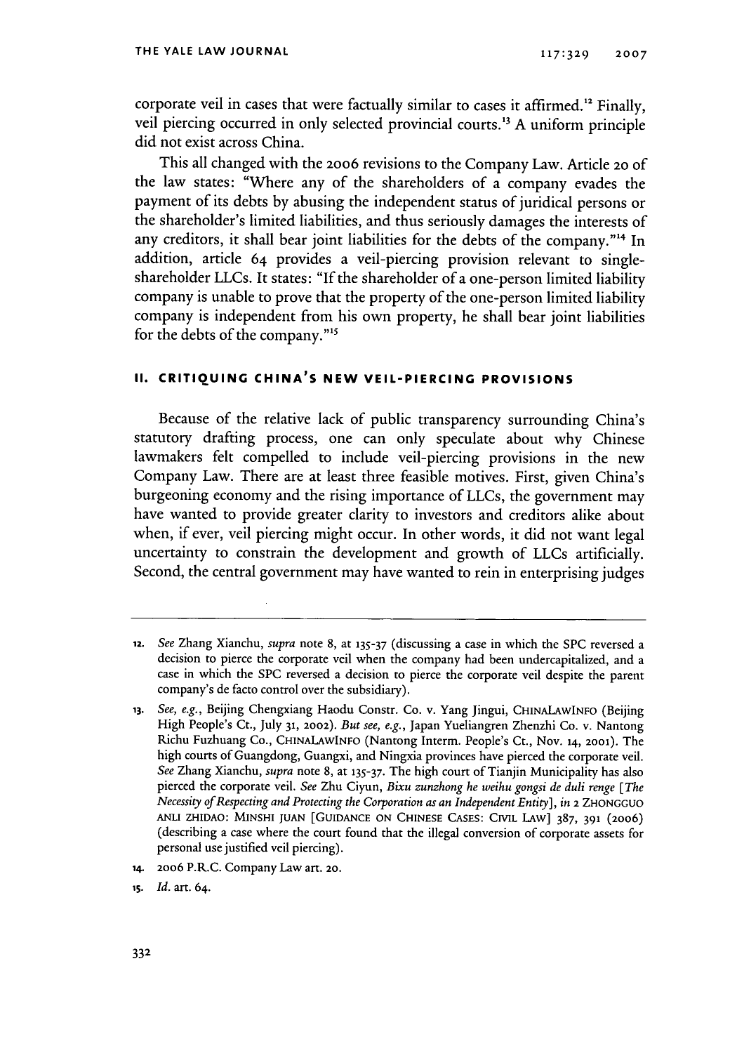corporate veil in cases that were factually similar to cases it affirmed.[12] Finally, veil piercing occurred in only selected provincial courts.[13] A uniform principle did not exist across China.

This all changed with the 2006 revisions to the Company Law. Article 20 of the law states: "Where any of the shareholders of a company evades the payment of its debts by abusing the independent status of juridical persons or the shareholder's limited liabilities, and thus seriously damages the interests of any creditors, it shall bear joint liabilities for the debts of the company."[14] In addition, article 64 provides a veil-piercing provision relevant to single-shareholder LLCs. It states: "If the shareholder of a one-person limited liability company is unable to prove that the property of the one-person limited liability company is independent from his own property, he shall bear joint liabilities for the debts of the company."[15]

## II. CRITIQUING CHINA'S NEW VEIL-PIERCING PROVISIONS

Because of the relative lack of public transparency surrounding China's statutory drafting process, one can only speculate about why Chinese lawmakers felt compelled to include veil-piercing provisions in the new Company Law. There are at least three feasible motives. First, given China's burgeoning economy and the rising importance of LLCs, the government may have wanted to provide greater clarity to investors and creditors alike about when, if ever, veil piercing might occur. In other words, it did not want legal uncertainty to constrain the development and growth of LLCs artificially. Second, the central government may have wanted to rein in enterprising judges

---

12. *See* Zhang Xianchu, *supra* note 8, at 135-37 (discussing a case in which the SPC reversed a decision to pierce the corporate veil when the company had been undercapitalized, and a case in which the SPC reversed a decision to pierce the corporate veil despite the parent company's de facto control over the subsidiary).

13. *See, e.g.*, Beijing Chengxiang Haodu Constr. Co. v. Yang Jingui, CHINALAWINFO (Beijing High People's Ct., July 31, 2002). *But see, e.g.*, Japan Yueliangren Zhenzhi Co. v. Nantong Richu Fuzhuang Co., CHINALAWINFO (Nantong Interm. People's Ct., Nov. 14, 2001). The high courts of Guangdong, Guangxi, and Ningxia provinces have pierced the corporate veil. *See* Zhang Xianchu, *supra* note 8, at 135-37. The high court of Tianjin Municipality has also pierced the corporate veil. *See* Zhu Ciyun, *Bixu zunzhong he weihu gongsi de duli renge [The Necessity of Respecting and Protecting the Corporation as an Independent Entity]*, *in* 2 ZHONGGUO ANLI ZHIDAO: MINSHI JUAN [GUIDANCE ON CHINESE CASES: CIVIL LAW] 387, 391 (2006) (describing a case where the court found that the illegal conversion of corporate assets for personal use justified veil piercing).

14. 2006 P.R.C. Company Law art. 20.

15. *Id.* art. 64.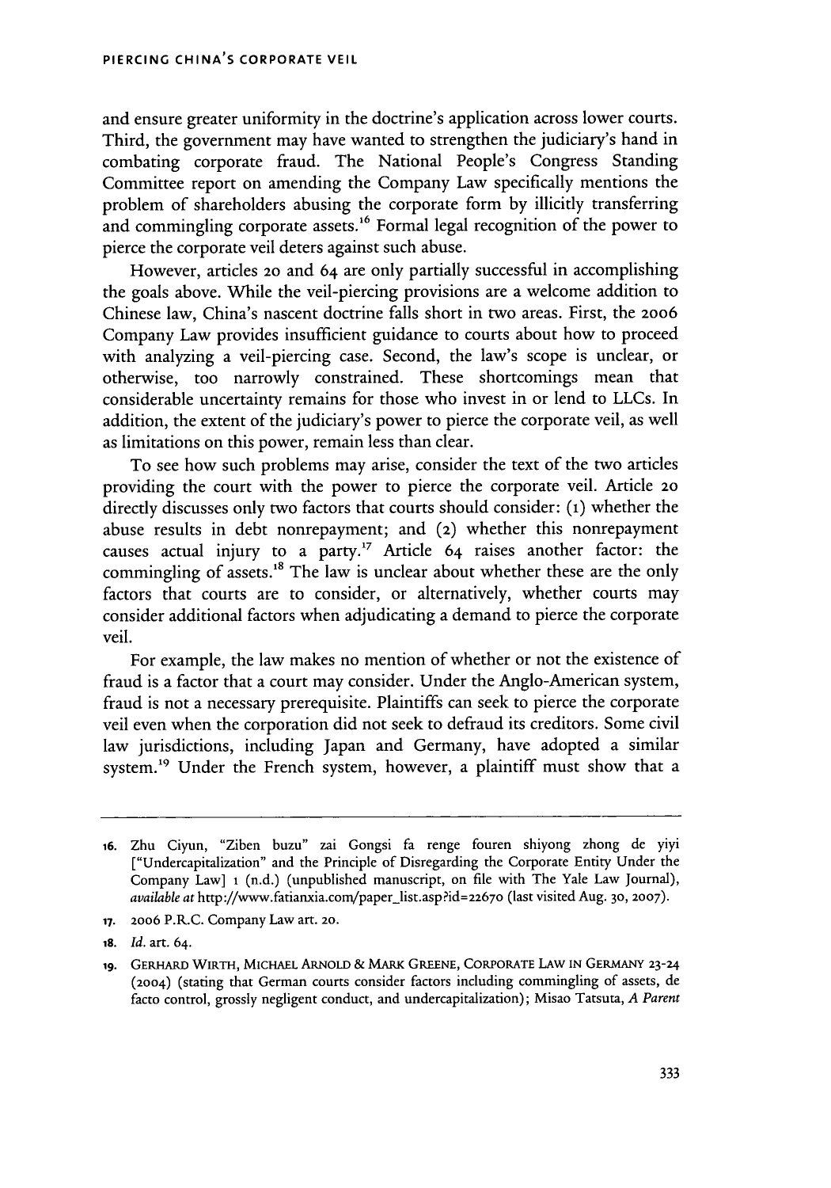and ensure greater uniformity in the doctrine's application across lower courts. Third, the government may have wanted to strengthen the judiciary's hand in combating corporate fraud. The National People's Congress Standing Committee report on amending the Company Law specifically mentions the problem of shareholders abusing the corporate form by illicitly transferring and commingling corporate assets.[16] Formal legal recognition of the power to pierce the corporate veil deters against such abuse.

However, articles 20 and 64 are only partially successful in accomplishing the goals above. While the veil-piercing provisions are a welcome addition to Chinese law, China's nascent doctrine falls short in two areas. First, the 2006 Company Law provides insufficient guidance to courts about how to proceed with analyzing a veil-piercing case. Second, the law's scope is unclear, or otherwise, too narrowly constrained. These shortcomings mean that considerable uncertainty remains for those who invest in or lend to LLCs. In addition, the extent of the judiciary's power to pierce the corporate veil, as well as limitations on this power, remain less than clear.

To see how such problems may arise, consider the text of the two articles providing the court with the power to pierce the corporate veil. Article 20 directly discusses only two factors that courts should consider: (1) whether the abuse results in debt nonrepayment; and (2) whether this nonrepayment causes actual injury to a party.[17] Article 64 raises another factor: the commingling of assets.[18] The law is unclear about whether these are the only factors that courts are to consider, or alternatively, whether courts may consider additional factors when adjudicating a demand to pierce the corporate veil.

For example, the law makes no mention of whether or not the existence of fraud is a factor that a court may consider. Under the Anglo-American system, fraud is not a necessary prerequisite. Plaintiffs can seek to pierce the corporate veil even when the corporation did not seek to defraud its creditors. Some civil law jurisdictions, including Japan and Germany, have adopted a similar system.[19] Under the French system, however, a plaintiff must show that a

---

16. Zhu Ciyun, "Ziben buzu" zai Gongsi fa renge fouren shiyong zhong de yiyi ["Undercapitalization" and the Principle of Disregarding the Corporate Entity Under the Company Law] 1 (n.d.) (unpublished manuscript, on file with The Yale Law Journal), *available at* http://www.fatianxia.com/paper_list.asp?id=22670 (last visited Aug. 30, 2007).

17. 2006 P.R.C. Company Law art. 20.

18. *Id.* art. 64.

19. GERHARD WIRTH, MICHAEL ARNOLD & MARK GREENE, CORPORATE LAW IN GERMANY 23-24 (2004) (stating that German courts consider factors including commingling of assets, de facto control, grossly negligent conduct, and undercapitalization); Misao Tatsuta, *A Parent*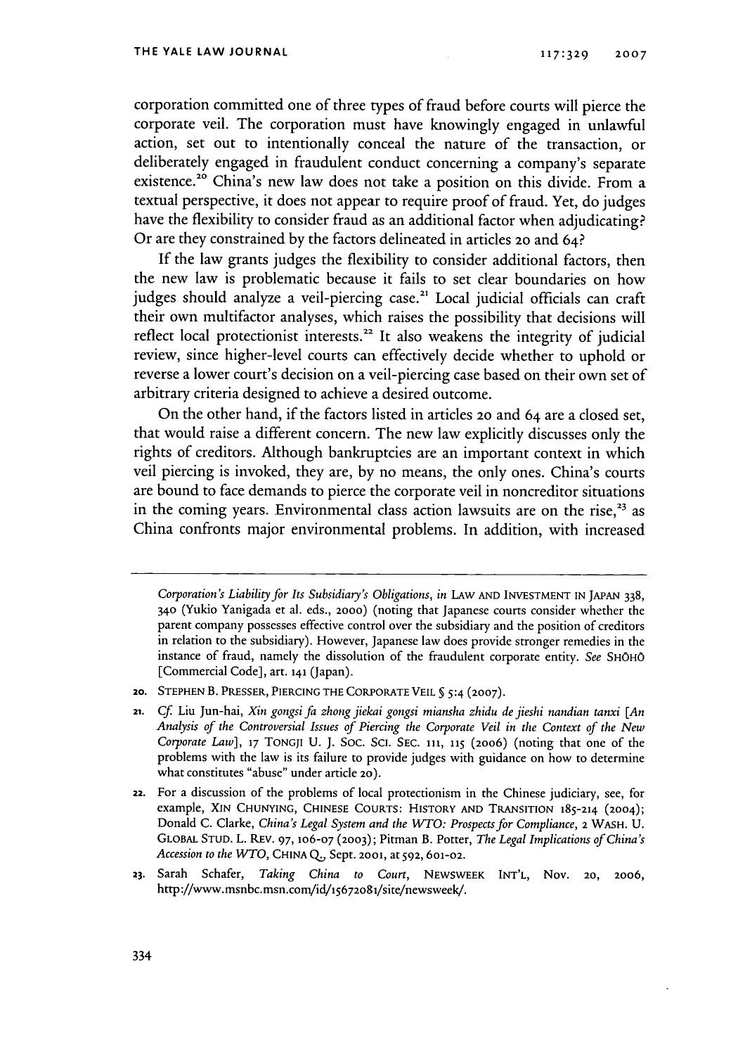corporation committed one of three types of fraud before courts will pierce the corporate veil. The corporation must have knowingly engaged in unlawful action, set out to intentionally conceal the nature of the transaction, or deliberately engaged in fraudulent conduct concerning a company's separate existence.[20] China's new law does not take a position on this divide. From a textual perspective, it does not appear to require proof of fraud. Yet, do judges have the flexibility to consider fraud as an additional factor when adjudicating? Or are they constrained by the factors delineated in articles 20 and 64?

If the law grants judges the flexibility to consider additional factors, then the new law is problematic because it fails to set clear boundaries on how judges should analyze a veil-piercing case.[21] Local judicial officials can craft their own multifactor analyses, which raises the possibility that decisions will reflect local protectionist interests.[22] It also weakens the integrity of judicial review, since higher-level courts can effectively decide whether to uphold or reverse a lower court's decision on a veil-piercing case based on their own set of arbitrary criteria designed to achieve a desired outcome.

On the other hand, if the factors listed in articles 20 and 64 are a closed set, that would raise a different concern. The new law explicitly discusses only the rights of creditors. Although bankruptcies are an important context in which veil piercing is invoked, they are, by no means, the only ones. China's courts are bound to face demands to pierce the corporate veil in noncreditor situations in the coming years. Environmental class action lawsuits are on the rise,[23] as China confronts major environmental problems. In addition, with increased

---

*Corporation's Liability for Its Subsidiary's Obligations*, *in* LAW AND INVESTMENT IN JAPAN 338, 340 (Yukio Yanigada et al. eds., 2000) (noting that Japanese courts consider whether the parent company possesses effective control over the subsidiary and the position of creditors in relation to the subsidiary). However, Japanese law does provide stronger remedies in the instance of fraud, namely the dissolution of the fraudulent corporate entity. *See* SHŌHŌ [Commercial Code], art. 141 (Japan).

20. STEPHEN B. PRESSER, PIERCING THE CORPORATE VEIL § 5:4 (2007).

21. *Cf.* Liu Jun-hai, *Xin gongsi fa zhong jiekai gongsi miansha zhidu de jieshi nandian tanxi* [*An Analysis of the Controversial Issues of Piercing the Corporate Veil in the Context of the New Corporate Law*], 17 TONGJI U. J. SOC. SCI. SEC. 111, 115 (2006) (noting that one of the problems with the law is its failure to provide judges with guidance on how to determine what constitutes "abuse" under article 20).

22. For a discussion of the problems of local protectionism in the Chinese judiciary, see, for example, XIN CHUNYING, CHINESE COURTS: HISTORY AND TRANSITION 185-214 (2004); Donald C. Clarke, *China's Legal System and the WTO: Prospects for Compliance*, 2 WASH. U. GLOBAL STUD. L. REV. 97, 106-07 (2003); Pitman B. Potter, *The Legal Implications of China's Accession to the WTO*, CHINA Q., Sept. 2001, at 592, 601-02.

23. Sarah Schafer, *Taking China to Court*, NEWSWEEK INT'L, Nov. 20, 2006, http://www.msnbc.msn.com/id/15672081/site/newsweek/.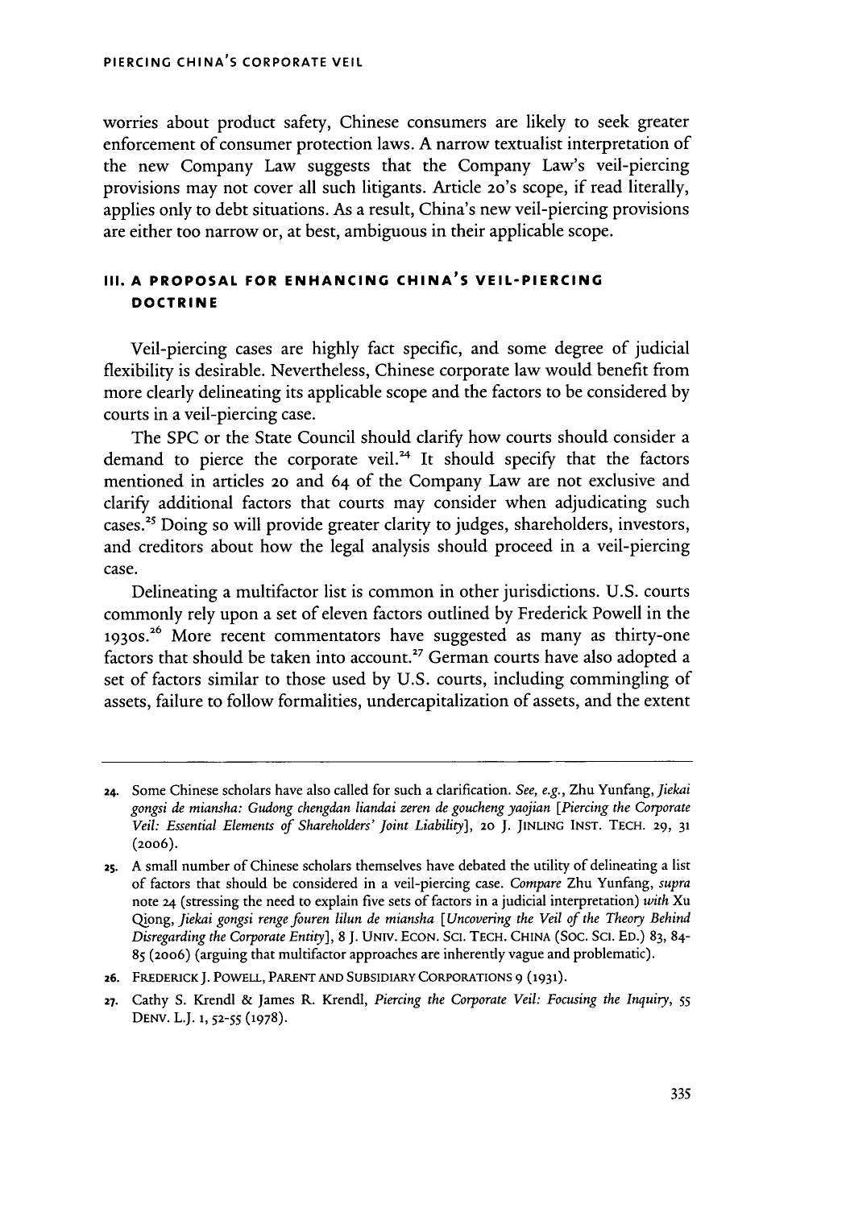worries about product safety, Chinese consumers are likely to seek greater enforcement of consumer protection laws. A narrow textualist interpretation of the new Company Law suggests that the Company Law's veil-piercing provisions may not cover all such litigants. Article 20's scope, if read literally, applies only to debt situations. As a result, China's new veil-piercing provisions are either too narrow or, at best, ambiguous in their applicable scope.

## III. A PROPOSAL FOR ENHANCING CHINA'S VEIL-PIERCING DOCTRINE

Veil-piercing cases are highly fact specific, and some degree of judicial flexibility is desirable. Nevertheless, Chinese corporate law would benefit from more clearly delineating its applicable scope and the factors to be considered by courts in a veil-piercing case.

The SPC or the State Council should clarify how courts should consider a demand to pierce the corporate veil.[24] It should specify that the factors mentioned in articles 20 and 64 of the Company Law are not exclusive and clarify additional factors that courts may consider when adjudicating such cases.[25] Doing so will provide greater clarity to judges, shareholders, investors, and creditors about how the legal analysis should proceed in a veil-piercing case.

Delineating a multifactor list is common in other jurisdictions. U.S. courts commonly rely upon a set of eleven factors outlined by Frederick Powell in the 1930s.[26] More recent commentators have suggested as many as thirty-one factors that should be taken into account.[27] German courts have also adopted a set of factors similar to those used by U.S. courts, including commingling of assets, failure to follow formalities, undercapitalization of assets, and the extent

---

24. Some Chinese scholars have also called for such a clarification. *See, e.g.*, Zhu Yunfang, *Jiekai gongsi de miansha: Gudong chengdan liandai zeren de goucheng yaojian [Piercing the Corporate Veil: Essential Elements of Shareholders' Joint Liability]*, 20 J. JINLING INST. TECH. 29, 31 (2006).

25. A small number of Chinese scholars themselves have debated the utility of delineating a list of factors that should be considered in a veil-piercing case. *Compare* Zhu Yunfang, *supra* note 24 (stressing the need to explain five sets of factors in a judicial interpretation) *with* Xu Qiong, *Jiekai gongsi renge fouren lilun de miansha [Uncovering the Veil of the Theory Behind Disregarding the Corporate Entity]*, 8 J. UNIV. ECON. SCI. TECH. CHINA (SOC. SCI. ED.) 83, 84-85 (2006) (arguing that multifactor approaches are inherently vague and problematic).

26. FREDERICK J. POWELL, PARENT AND SUBSIDIARY CORPORATIONS 9 (1931).

27. Cathy S. Krendl & James R. Krendl, *Piercing the Corporate Veil: Focusing the Inquiry*, 55 DENV. L.J. 1, 52-55 (1978).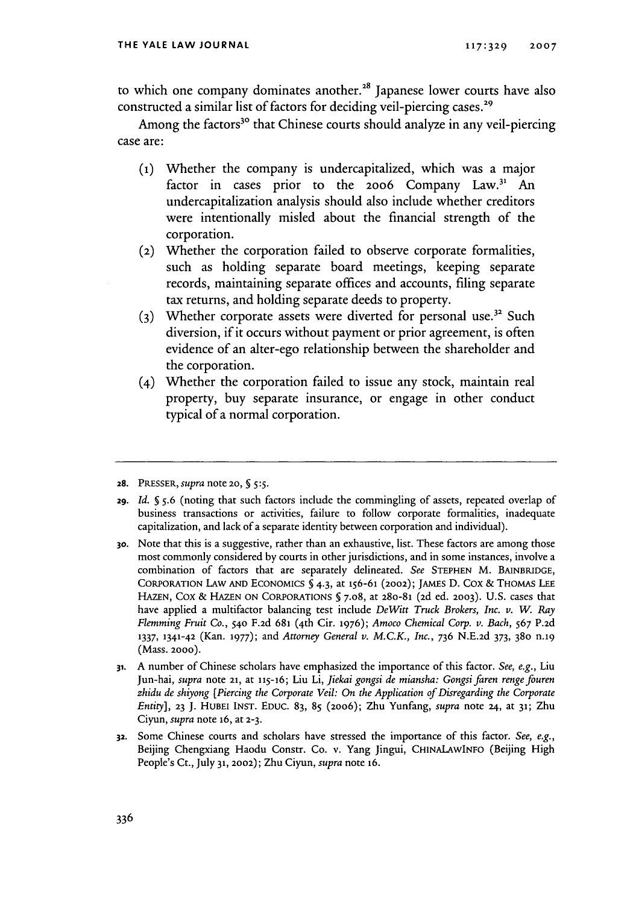to which one company dominates another.[28] Japanese lower courts have also constructed a similar list of factors for deciding veil-piercing cases.[29]

Among the factors[30] that Chinese courts should analyze in any veil-piercing case are:

(1) Whether the company is undercapitalized, which was a major factor in cases prior to the 2006 Company Law.[31] An undercapitalization analysis should also include whether creditors were intentionally misled about the financial strength of the corporation.

(2) Whether the corporation failed to observe corporate formalities, such as holding separate board meetings, keeping separate records, maintaining separate offices and accounts, filing separate tax returns, and holding separate deeds to property.

(3) Whether corporate assets were diverted for personal use.[32] Such diversion, if it occurs without payment or prior agreement, is often evidence of an alter-ego relationship between the shareholder and the corporation.

(4) Whether the corporation failed to issue any stock, maintain real property, buy separate insurance, or engage in other conduct typical of a normal corporation.

---

28. PRESSER, *supra* note 20, § 5:5.

29. *Id.* § 5.6 (noting that such factors include the commingling of assets, repeated overlap of business transactions or activities, failure to follow corporate formalities, inadequate capitalization, and lack of a separate identity between corporation and individual).

30. Note that this is a suggestive, rather than an exhaustive, list. These factors are among those most commonly considered by courts in other jurisdictions, and in some instances, involve a combination of factors that are separately delineated. *See* STEPHEN M. BAINBRIDGE, CORPORATION LAW AND ECONOMICS § 4.3, at 156-61 (2002); JAMES D. COX & THOMAS LEE HAZEN, COX & HAZEN ON CORPORATIONS § 7.08, at 280-81 (2d ed. 2003). U.S. cases that have applied a multifactor balancing test include *DeWitt Truck Brokers, Inc. v. W. Ray Flemming Fruit Co.*, 540 F.2d 681 (4th Cir. 1976); *Amoco Chemical Corp. v. Bach*, 567 P.2d 1337, 1341-42 (Kan. 1977); and *Attorney General v. M.C.K., Inc.*, 736 N.E.2d 373, 380 n.19 (Mass. 2000).

31. A number of Chinese scholars have emphasized the importance of this factor. *See, e.g.*, Liu Jun-hai, *supra* note 21, at 115-16; Liu Li, *Jiekai gongsi de miansha: Gongsi faren renge fouren zhidu de shiyong [Piercing the Corporate Veil: On the Application of Disregarding the Corporate Entity]*, 23 J. HUBEI INST. EDUC. 83, 85 (2006); Zhu Yunfang, *supra* note 24, at 31; Zhu Ciyun, *supra* note 16, at 2-3.

32. Some Chinese courts and scholars have stressed the importance of this factor. *See, e.g.*, Beijing Chengxiang Haodu Constr. Co. v. Yang Jingui, CHINALAWINFO (Beijing High People's Ct., July 31, 2002); Zhu Ciyun, *supra* note 16.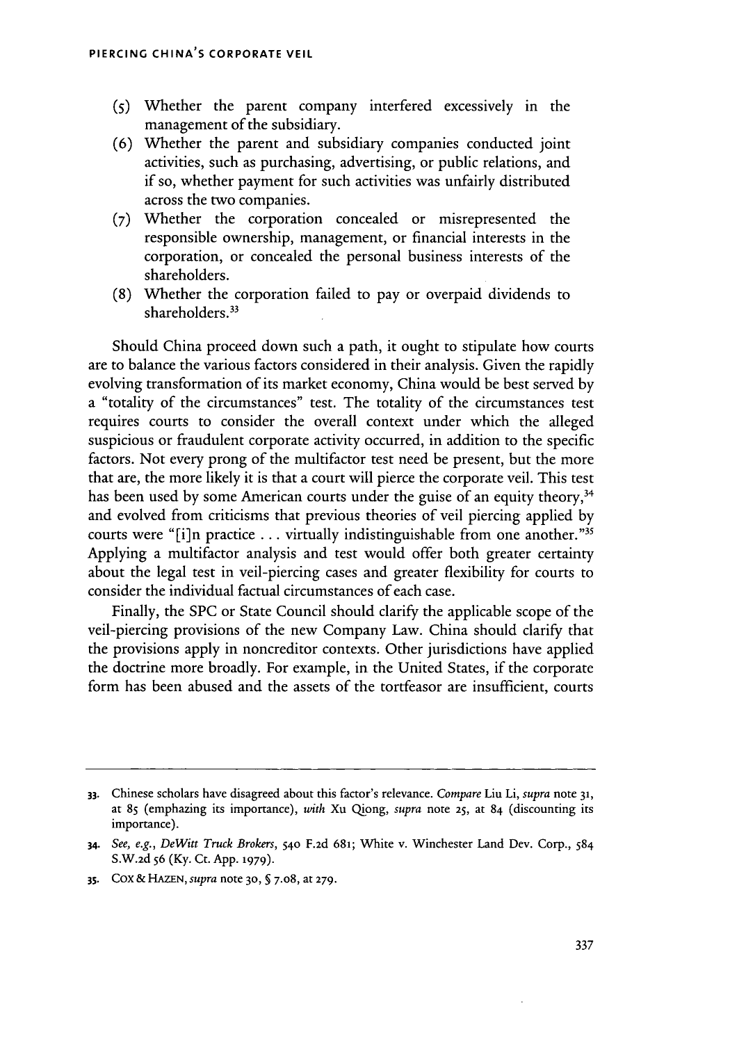(5) Whether the parent company interfered excessively in the management of the subsidiary.

(6) Whether the parent and subsidiary companies conducted joint activities, such as purchasing, advertising, or public relations, and if so, whether payment for such activities was unfairly distributed across the two companies.

(7) Whether the corporation concealed or misrepresented the responsible ownership, management, or financial interests in the corporation, or concealed the personal business interests of the shareholders.

(8) Whether the corporation failed to pay or overpaid dividends to shareholders.[33]

Should China proceed down such a path, it ought to stipulate how courts are to balance the various factors considered in their analysis. Given the rapidly evolving transformation of its market economy, China would be best served by a "totality of the circumstances" test. The totality of the circumstances test requires courts to consider the overall context under which the alleged suspicious or fraudulent corporate activity occurred, in addition to the specific factors. Not every prong of the multifactor test need be present, but the more that are, the more likely it is that a court will pierce the corporate veil. This test has been used by some American courts under the guise of an equity theory,[34] and evolved from criticisms that previous theories of veil piercing applied by courts were "[i]n practice . . . virtually indistinguishable from one another."[35] Applying a multifactor analysis and test would offer both greater certainty about the legal test in veil-piercing cases and greater flexibility for courts to consider the individual factual circumstances of each case.

Finally, the SPC or State Council should clarify the applicable scope of the veil-piercing provisions of the new Company Law. China should clarify that the provisions apply in noncreditor contexts. Other jurisdictions have applied the doctrine more broadly. For example, in the United States, if the corporate form has been abused and the assets of the tortfeasor are insufficient, courts

---

33. Chinese scholars have disagreed about this factor's relevance. *Compare* Liu Li, *supra* note 31, at 85 (emphazing its importance), *with* Xu Qiong, *supra* note 25, at 84 (discounting its importance).

34. *See, e.g., DeWitt Truck Brokers*, 540 F.2d 681; White v. Winchester Land Dev. Corp., 584 S.W.2d 56 (Ky. Ct. App. 1979).

35. COX & HAZEN, *supra* note 30, § 7.08, at 279.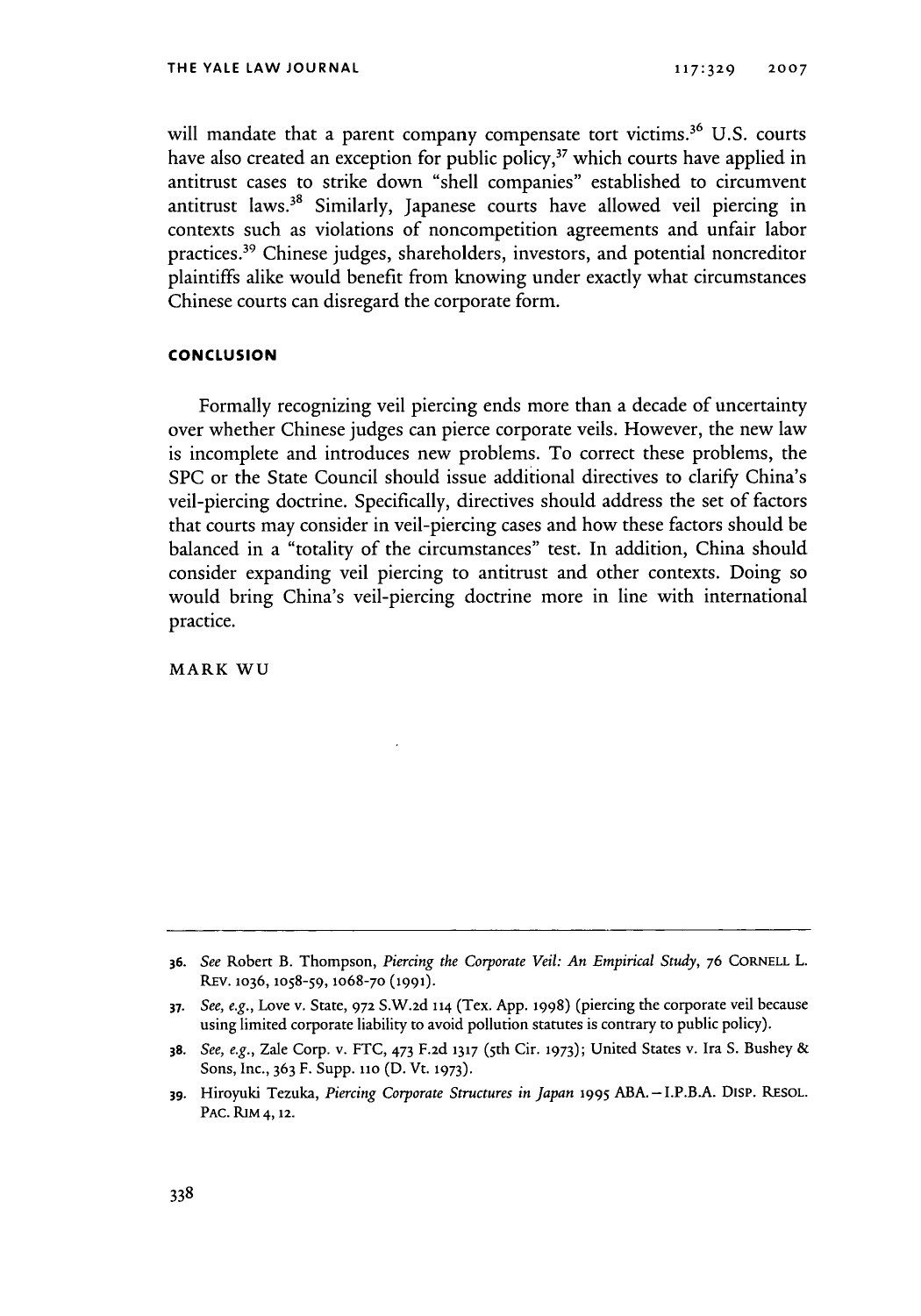will mandate that a parent company compensate tort victims.[36] U.S. courts have also created an exception for public policy,[37] which courts have applied in antitrust cases to strike down "shell companies" established to circumvent antitrust laws.[38] Similarly, Japanese courts have allowed veil piercing in contexts such as violations of noncompetition agreements and unfair labor practices.[39] Chinese judges, shareholders, investors, and potential noncreditor plaintiffs alike would benefit from knowing under exactly what circumstances Chinese courts can disregard the corporate form.

## CONCLUSION

Formally recognizing veil piercing ends more than a decade of uncertainty over whether Chinese judges can pierce corporate veils. However, the new law is incomplete and introduces new problems. To correct these problems, the SPC or the State Council should issue additional directives to clarify China's veil-piercing doctrine. Specifically, directives should address the set of factors that courts may consider in veil-piercing cases and how these factors should be balanced in a "totality of the circumstances" test. In addition, China should consider expanding veil piercing to antitrust and other contexts. Doing so would bring China's veil-piercing doctrine more in line with international practice.

MARK WU

---

36. *See* Robert B. Thompson, *Piercing the Corporate Veil: An Empirical Study*, 76 CORNELL L. REV. 1036, 1058-59, 1068-70 (1991).

37. *See, e.g.*, Love v. State, 972 S.W.2d 114 (Tex. App. 1998) (piercing the corporate veil because using limited corporate liability to avoid pollution statutes is contrary to public policy).

38. *See, e.g.*, Zale Corp. v. FTC, 473 F.2d 1317 (5th Cir. 1973); United States v. Ira S. Bushey & Sons, Inc., 363 F. Supp. 110 (D. Vt. 1973).

39. Hiroyuki Tezuka, *Piercing Corporate Structures in Japan* 1995 ABA.–I.P.B.A. DISP. RESOL. PAC. RIM 4, 12.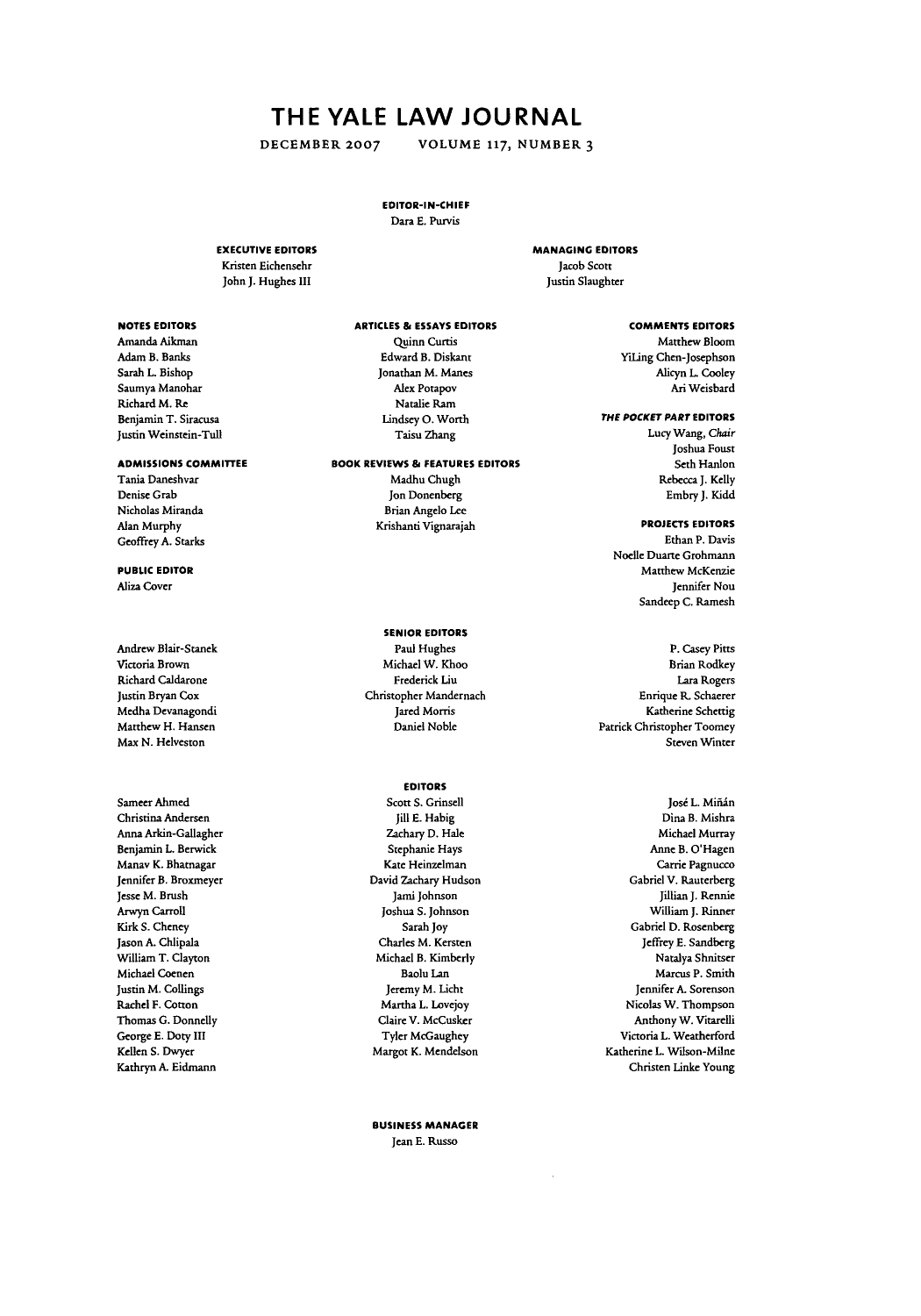# THE YALE LAW JOURNAL

DECEMBER 2007 VOLUME 117, NUMBER 3

**EDITOR-IN-CHIEF**
Dara E. Purvis

**EXECUTIVE EDITORS**
Kristen Eichensehr
John J. Hughes III

**MANAGING EDITORS**
Jacob Scott
Justin Slaughter

**NOTES EDITORS**
Amanda Aikman
Adam B. Banks
Sarah L. Bishop
Saumya Manohar
Richard M. Re
Benjamin T. Siracusa
Justin Weinstein-Tull

**ADMISSIONS COMMITTEE**
Tania Daneshvar
Denise Grab
Nicholas Miranda
Alan Murphy
Geoffrey A. Starks

**PUBLIC EDITOR**
Aliza Cover

**ARTICLES & ESSAYS EDITORS**
Quinn Curtis
Edward B. Diskant
Jonathan M. Manes
Alex Potapov
Natalie Ram
Lindsey O. Worth
Taisu Zhang

**BOOK REVIEWS & FEATURES EDITORS**
Madhu Chugh
Jon Donenberg
Brian Angelo Lee
Krishanti Vignarajah

**COMMENTS EDITORS**
Matthew Bloom
YiLing Chen-Josephson
Alicyn L. Cooley
Ari Weisbard

***THE POCKET PART* EDITORS**
Lucy Wang, *Chair*
Joshua Foust
Seth Hanlon
Rebecca J. Kelly
Embry J. Kidd

**PROJECTS EDITORS**
Ethan P. Davis
Noelle Duarte Grohmann
Matthew McKenzie
Jennifer Nou
Sandeep C. Ramesh

**SENIOR EDITORS**
Andrew Blair-Stanek
Victoria Brown
Richard Caldarone
Justin Bryan Cox
Medha Devanagondi
Matthew H. Hansen
Max N. Helveston
Paul Hughes
Michael W. Khoo
Frederick Liu
Christopher Mandernach
Jared Morris
Daniel Noble
P. Casey Pitts
Brian Rodkey
Lara Rogers
Enrique R. Schaerer
Katherine Schettig
Patrick Christopher Toomey
Steven Winter

**EDITORS**
Sameer Ahmed
Christina Andersen
Anna Arkin-Gallagher
Benjamin L. Berwick
Manav K. Bhatnagar
Jennifer B. Broxmeyer
Jesse M. Brush
Arwyn Carroll
Kirk S. Cheney
Jason A. Chlipala
William T. Clayton
Michael Coenen
Justin M. Collings
Rachel F. Cotton
Thomas G. Donnelly
George E. Doty III
Kellen S. Dwyer
Kathryn A. Eidmann
Scott S. Grinsell
Jill E. Habig
Zachary D. Hale
Stephanie Hays
Kate Heinzelman
David Zachary Hudson
Jami Johnson
Joshua S. Johnson
Sarah Joy
Charles M. Kersten
Michael B. Kimberly
Baolu Lan
Jeremy M. Licht
Martha L. Lovejoy
Claire V. McCusker
Tyler McGaughey
Margot K. Mendelson
José L. Miñán
Dina B. Mishra
Michael Murray
Anne B. O'Hagen
Carrie Pagnucco
Gabriel V. Rauterberg
Jillian J. Rennie
William J. Rinner
Gabriel D. Rosenberg
Jeffrey E. Sandberg
Natalya Shnitser
Marcus P. Smith
Jennifer A. Sorenson
Nicolas W. Thompson
Anthony W. Vitarelli
Victoria L. Weatherford
Katherine L. Wilson-Milne
Christen Linke Young

**BUSINESS MANAGER**
Jean E. Russo